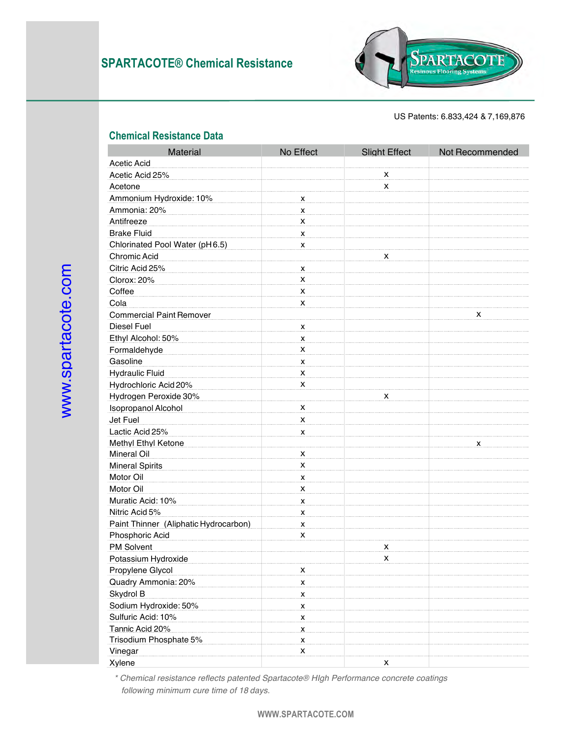# SPARTACOTE® Chemical Resistance

US Patents: 6.833,424 & 7,169,876

## Chemical Resistance Data

| Material | No Effect | Slight Effect | Not Recommended |
|---|---|---|---|
| Acetic Acid | | | |
| Acetic Acid 25% | | x | |
| Acetone | | x | |
| Ammonium Hydroxide: 10% | x | | |
| Ammonia: 20% | x | | |
| Antifreeze | x | | |
| Brake Fluid | x | | |
| Chlorinated Pool Water (pH 6.5) | x | | |
| Chromic Acid | | x | |
| Citric Acid 25% | x | | |
| Clorox: 20% | x | | |
| Coffee | x | | |
| Cola | x | | |
| Commercial Paint Remover | | | x |
| Diesel Fuel | x | | |
| Ethyl Alcohol: 50% | x | | |
| Formaldehyde | x | | |
| Gasoline | x | | |
| Hydraulic Fluid | x | | |
| Hydrochloric Acid 20% | x | | |
| Hydrogen Peroxide 30% | | x | |
| Isopropanol Alcohol | x | | |
| Jet Fuel | x | | |
| Lactic Acid 25% | x | | |
| Methyl Ethyl Ketone | | | x |
| Mineral Oil | x | | |
| Mineral Spirits | x | | |
| Motor Oil | x | | |
| Motor Oil | x | | |
| Muratic Acid: 10% | x | | |
| Nitric Acid 5% | x | | |
| Paint Thinner (Aliphatic Hydrocarbon) | x | | |
| Phosphoric Acid | x | | |
| PM Solvent | | x | |
| Potassium Hydroxide | | x | |
| Propylene Glycol | x | | |
| Quadry Ammonia: 20% | x | | |
| Skydrol B | x | | |
| Sodium Hydroxide: 50% | x | | |
| Sulfuric Acid: 10% | x | | |
| Tannic Acid 20% | x | | |
| Trisodium Phosphate 5% | x | | |
| Vinegar | x | | |
| Xylene | | x | |

*\* Chemical resistance reflects patented Spartacote® HIgh Performance concrete coatings following minimum cure time of 18 days.*

www.spartacote.com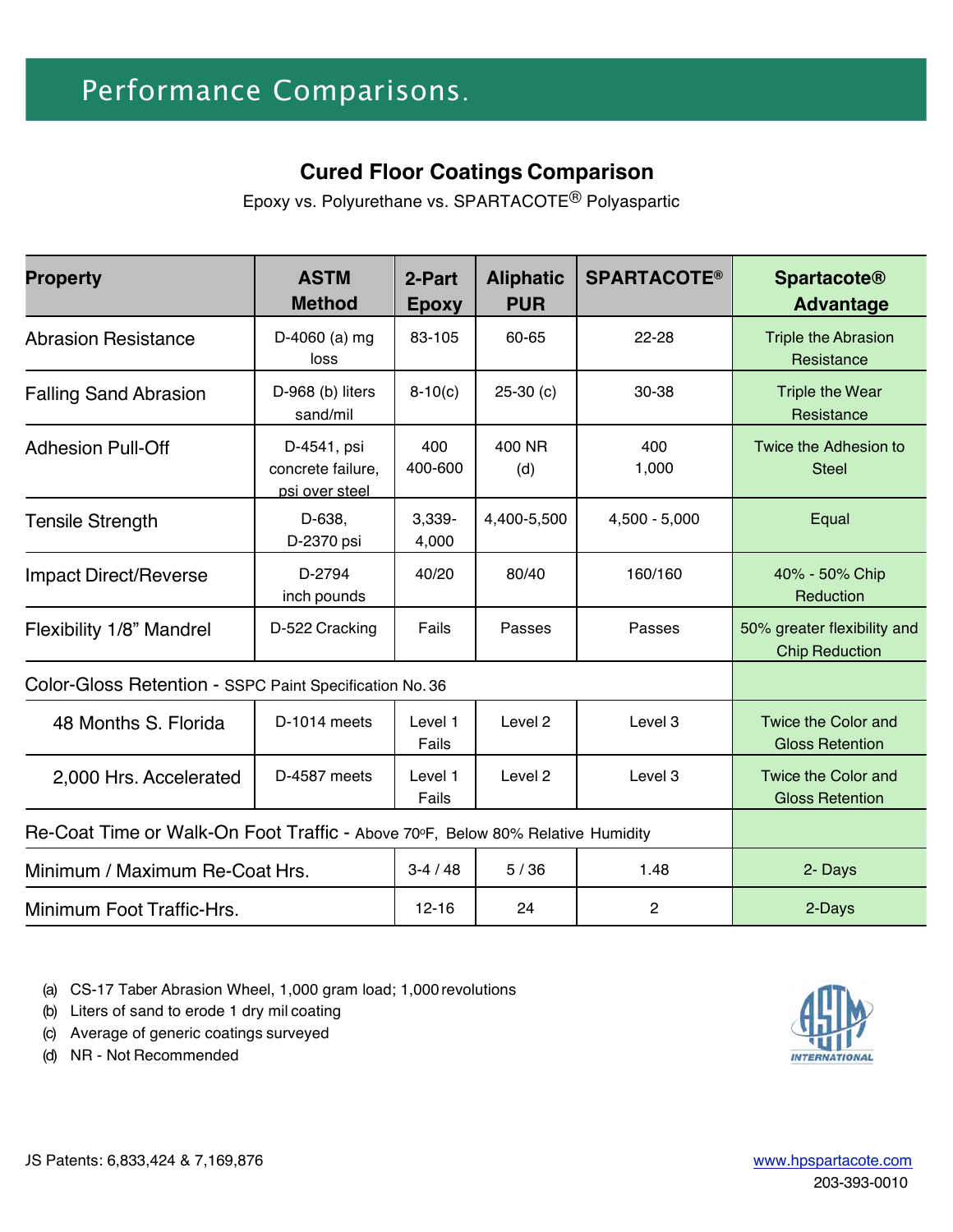# Performance Comparisons.

## Cured Floor Coatings Comparison

Epoxy vs. Polyurethane vs. SPARTACOTE® Polyaspartic

| Property | ASTM Method | 2-Part Epoxy | Aliphatic PUR | SPARTACOTE® | Spartacote® Advantage |
|---|---|---|---|---|---|
| Abrasion Resistance | D-4060 (a) mg loss | 83-105 | 60-65 | 22-28 | Triple the Abrasion Resistance |
| Falling Sand Abrasion | D-968 (b) liters sand/mil | 8-10(c) | 25-30 (c) | 30-38 | Triple the Wear Resistance |
| Adhesion Pull-Off | D-4541, psi concrete failure, psi over steel | 400<br>400-600 | 400 NR<br>(d) | 400<br>1,000 | Twice the Adhesion to Steel |
| Tensile Strength | D-638, D-2370 psi | 3,339-4,000 | 4,400-5,500 | 4,500 - 5,000 | Equal |
| Impact Direct/Reverse | D-2794 inch pounds | 40/20 | 80/40 | 160/160 | 40% - 50% Chip Reduction |
| Flexibility 1/8" Mandrel | D-522 Cracking | Fails | Passes | Passes | 50% greater flexibility and Chip Reduction |
| Color-Gloss Retention - SSPC Paint Specification No. 36 | | | | | |
| 48 Months S. Florida | D-1014 meets | Level 1 Fails | Level 2 | Level 3 | Twice the Color and Gloss Retention |
| 2,000 Hrs. Accelerated | D-4587 meets | Level 1 Fails | Level 2 | Level 3 | Twice the Color and Gloss Retention |
| Re-Coat Time or Walk-On Foot Traffic - Above 70°F, Below 80% Relative Humidity | | | | | |
| Minimum / Maximum Re-Coat Hrs. | | 3-4 / 48 | 5 / 36 | 1.48 | 2- Days |
| Minimum Foot Traffic-Hrs. | | 12-16 | 24 | 2 | 2-Days |

(a) CS-17 Taber Abrasion Wheel, 1,000 gram load; 1,000 revolutions
(b) Liters of sand to erode 1 dry mil coating
(c) Average of generic coatings surveyed
(d) NR - Not Recommended

ASTM INTERNATIONAL

JS Patents: 6,833,424 & 7,169,876

www.hpspartacote.com
203-393-0010